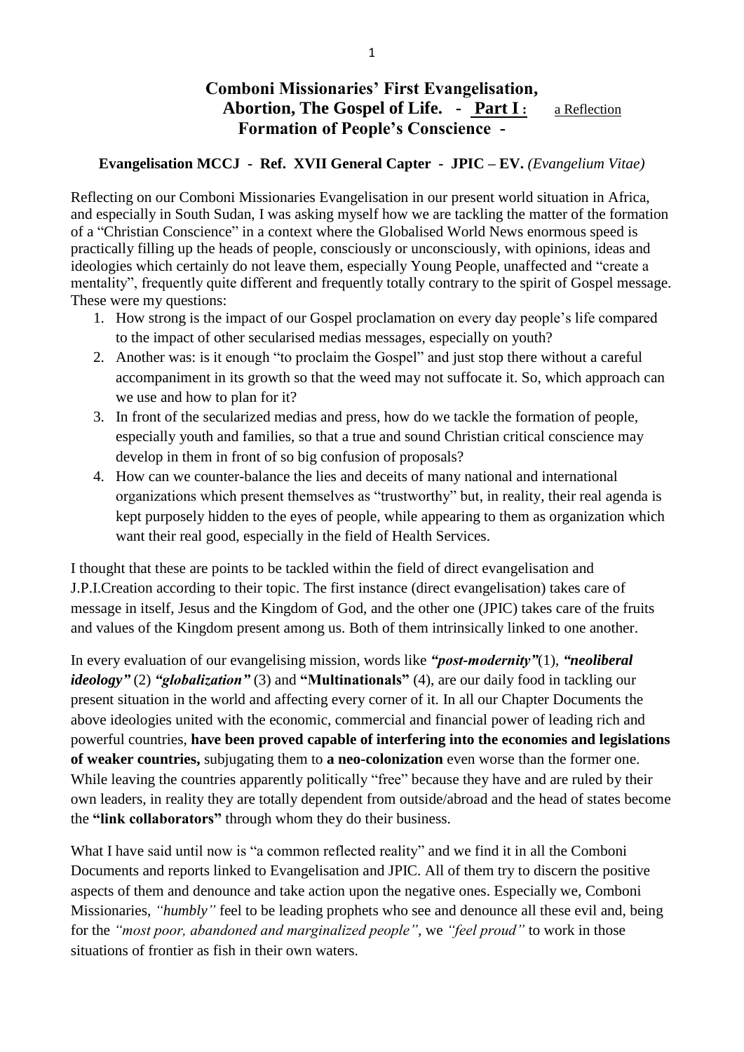# Comboni Missionaries' First Evangelisation, Abortion, The Gospel of Life. - Part I : a Reflection Formation of People's Conscience -

**Evangelisation MCCJ - Ref. XVII General Capter - JPIC – EV.** *(Evangelium Vitae)*

Reflecting on our Comboni Missionaries Evangelisation in our present world situation in Africa, and especially in South Sudan, I was asking myself how we are tackling the matter of the formation of a "Christian Conscience" in a context where the Globalised World News enormous speed is practically filling up the heads of people, consciously or unconsciously, with opinions, ideas and ideologies which certainly do not leave them, especially Young People, unaffected and "create a mentality", frequently quite different and frequently totally contrary to the spirit of Gospel message. These were my questions:

1. How strong is the impact of our Gospel proclamation on every day people's life compared to the impact of other secularised medias messages, especially on youth?
2. Another was: is it enough "to proclaim the Gospel" and just stop there without a careful accompaniment in its growth so that the weed may not suffocate it. So, which approach can we use and how to plan for it?
3. In front of the secularized medias and press, how do we tackle the formation of people, especially youth and families, so that a true and sound Christian critical conscience may develop in them in front of so big confusion of proposals?
4. How can we counter-balance the lies and deceits of many national and international organizations which present themselves as "trustworthy" but, in reality, their real agenda is kept purposely hidden to the eyes of people, while appearing to them as organization which want their real good, especially in the field of Health Services.

I thought that these are points to be tackled within the field of direct evangelisation and J.P.I.Creation according to their topic. The first instance (direct evangelisation) takes care of message in itself, Jesus and the Kingdom of God, and the other one (JPIC) takes care of the fruits and values of the Kingdom present among us. Both of them intrinsically linked to one another.

In every evaluation of our evangelising mission, words like ***"post-modernity"***(1), ***"neoliberal ideology"*** (2) ***"globalization"*** (3) and **"Multinationals"** (4), are our daily food in tackling our present situation in the world and affecting every corner of it. In all our Chapter Documents the above ideologies united with the economic, commercial and financial power of leading rich and powerful countries, **have been proved capable of interfering into the economies and legislations of weaker countries,** subjugating them to **a neo-colonization** even worse than the former one. While leaving the countries apparently politically "free" because they have and are ruled by their own leaders, in reality they are totally dependent from outside/abroad and the head of states become the **"link collaborators"** through whom they do their business.

What I have said until now is "a common reflected reality" and we find it in all the Comboni Documents and reports linked to Evangelisation and JPIC. All of them try to discern the positive aspects of them and denounce and take action upon the negative ones. Especially we, Comboni Missionaries, *"humbly"* feel to be leading prophets who see and denounce all these evil and, being for the *"most poor, abandoned and marginalized people"*, we *"feel proud"* to work in those situations of frontier as fish in their own waters.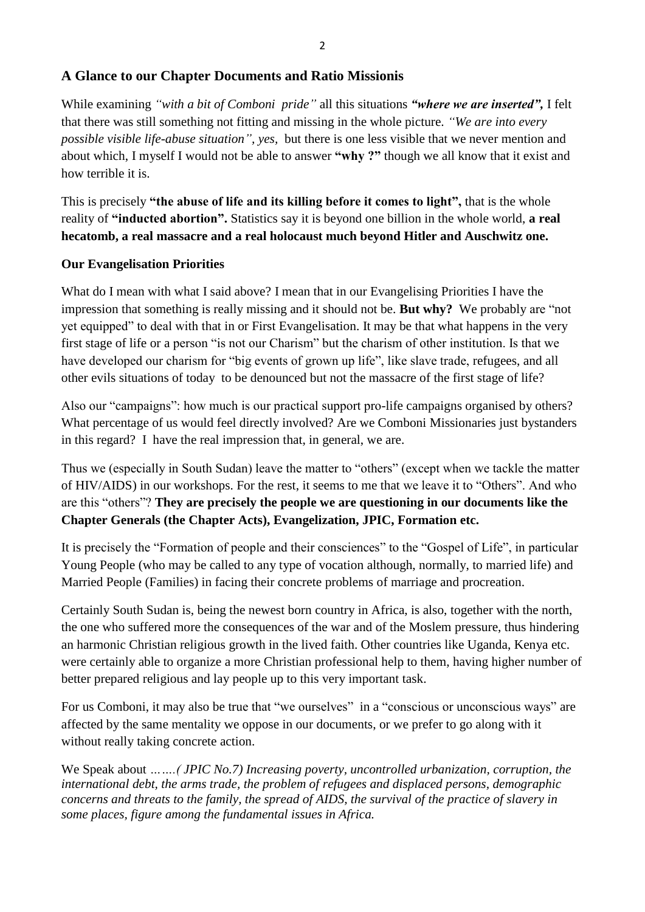## A Glance to our Chapter Documents and Ratio Missionis

While examining *"with a bit of Comboni pride"* all this situations ***"where we are inserted",*** I felt that there was still something not fitting and missing in the whole picture. *"We are into every possible visible life-abuse situation", yes,* but there is one less visible that we never mention and about which, I myself I would not be able to answer **"why ?"** though we all know that it exist and how terrible it is.

This is precisely **"the abuse of life and its killing before it comes to light",** that is the whole reality of **"inducted abortion".** Statistics say it is beyond one billion in the whole world, **a real hecatomb, a real massacre and a real holocaust much beyond Hitler and Auschwitz one.**

### Our Evangelisation Priorities

What do I mean with what I said above? I mean that in our Evangelising Priorities I have the impression that something is really missing and it should not be. **But why?** We probably are "not yet equipped" to deal with that in or First Evangelisation. It may be that what happens in the very first stage of life or a person "is not our Charism" but the charism of other institution. Is that we have developed our charism for "big events of grown up life", like slave trade, refugees, and all other evils situations of today to be denounced but not the massacre of the first stage of life?

Also our "campaigns": how much is our practical support pro-life campaigns organised by others? What percentage of us would feel directly involved? Are we Comboni Missionaries just bystanders in this regard? I have the real impression that, in general, we are.

Thus we (especially in South Sudan) leave the matter to "others" (except when we tackle the matter of HIV/AIDS) in our workshops. For the rest, it seems to me that we leave it to "Others". And who are this "others"? **They are precisely the people we are questioning in our documents like the Chapter Generals (the Chapter Acts), Evangelization, JPIC, Formation etc.**

It is precisely the "Formation of people and their consciences" to the "Gospel of Life", in particular Young People (who may be called to any type of vocation although, normally, to married life) and Married People (Families) in facing their concrete problems of marriage and procreation.

Certainly South Sudan is, being the newest born country in Africa, is also, together with the north, the one who suffered more the consequences of the war and of the Moslem pressure, thus hindering an harmonic Christian religious growth in the lived faith. Other countries like Uganda, Kenya etc. were certainly able to organize a more Christian professional help to them, having higher number of better prepared religious and lay people up to this very important task.

For us Comboni, it may also be true that "we ourselves" in a "conscious or unconscious ways" are affected by the same mentality we oppose in our documents, or we prefer to go along with it without really taking concrete action.

We Speak about *…….( JPIC No.7) Increasing poverty, uncontrolled urbanization, corruption, the international debt, the arms trade, the problem of refugees and displaced persons, demographic concerns and threats to the family, the spread of AIDS, the survival of the practice of slavery in some places, figure among the fundamental issues in Africa.*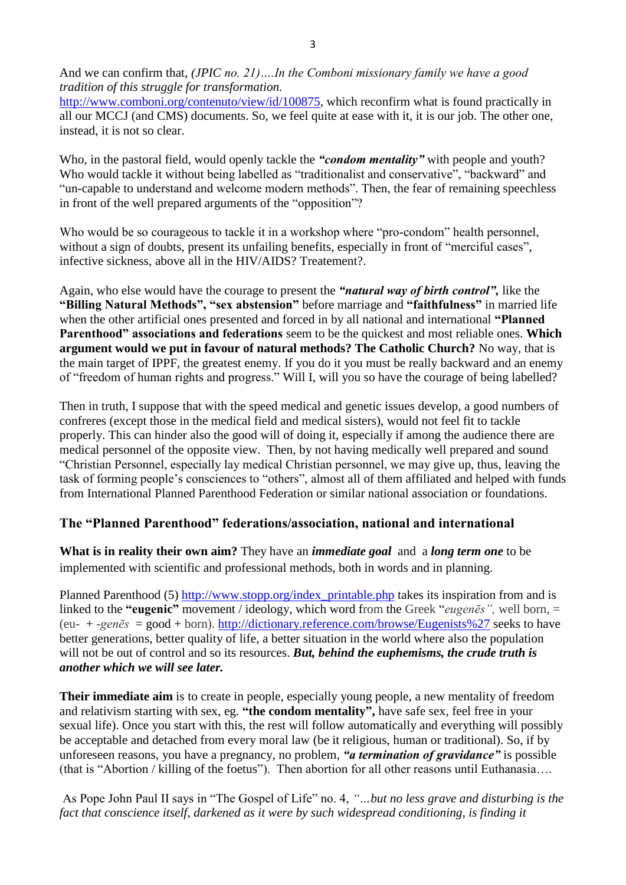And we can confirm that, *(JPIC no. 21)….In the Comboni missionary family we have a good tradition of this struggle for transformation.* http://www.comboni.org/contenuto/view/id/100875, which reconfirm what is found practically in all our MCCJ (and CMS) documents. So, we feel quite at ease with it, it is our job. The other one, instead, it is not so clear.

Who, in the pastoral field, would openly tackle the ***"condom mentality"*** with people and youth? Who would tackle it without being labelled as "traditionalist and conservative", "backward" and "un-capable to understand and welcome modern methods". Then, the fear of remaining speechless in front of the well prepared arguments of the "opposition"?

Who would be so courageous to tackle it in a workshop where "pro-condom" health personnel, without a sign of doubts, present its unfailing benefits, especially in front of "merciful cases", infective sickness, above all in the HIV/AIDS? Treatement?.

Again, who else would have the courage to present the ***"natural way of birth control"***, like the **"Billing Natural Methods", "sex abstension"** before marriage and **"faithfulness"** in married life when the other artificial ones presented and forced in by all national and international **"Planned Parenthood" associations and federations** seem to be the quickest and most reliable ones. **Which argument would we put in favour of natural methods? The Catholic Church?** No way, that is the main target of IPPF, the greatest enemy. If you do it you must be really backward and an enemy of "freedom of human rights and progress." Will I, will you so have the courage of being labelled?

Then in truth, I suppose that with the speed medical and genetic issues develop, a good numbers of confreres (except those in the medical field and medical sisters), would not feel fit to tackle properly. This can hinder also the good will of doing it, especially if among the audience there are medical personnel of the opposite view. Then, by not having medically well prepared and sound "Christian Personnel, especially lay medical Christian personnel, we may give up, thus, leaving the task of forming people's consciences to "others", almost all of them affiliated and helped with funds from International Planned Parenthood Federation or similar national association or foundations.

## The "Planned Parenthood" federations/association, national and international

**What is in reality their own aim?** They have an ***immediate goal*** and a ***long term one*** to be implemented with scientific and professional methods, both in words and in planning.

Planned Parenthood (5) http://www.stopp.org/index_printable.php takes its inspiration from and is linked to the **"eugenic"** movement / ideology, which word from the Greek "*eugenēs",* well born, = (eu- + *-genēs* = good + born). http://dictionary.reference.com/browse/Eugenists%27 seeks to have better generations, better quality of life, a better situation in the world where also the population will not be out of control and so its resources. ***But, behind the euphemisms, the crude truth is another which we will see later.***

**Their immediate aim** is to create in people, especially young people, a new mentality of freedom and relativism starting with sex, eg. **"the condom mentality",** have safe sex, feel free in your sexual life). Once you start with this, the rest will follow automatically and everything will possibly be acceptable and detached from every moral law (be it religious, human or traditional). So, if by unforeseen reasons, you have a pregnancy, no problem, ***"a termination of gravidance"*** is possible (that is "Abortion / killing of the foetus"). Then abortion for all other reasons until Euthanasia….

As Pope John Paul II says in "The Gospel of Life" no. 4, *"…but no less grave and disturbing is the fact that conscience itself, darkened as it were by such widespread conditioning, is finding it*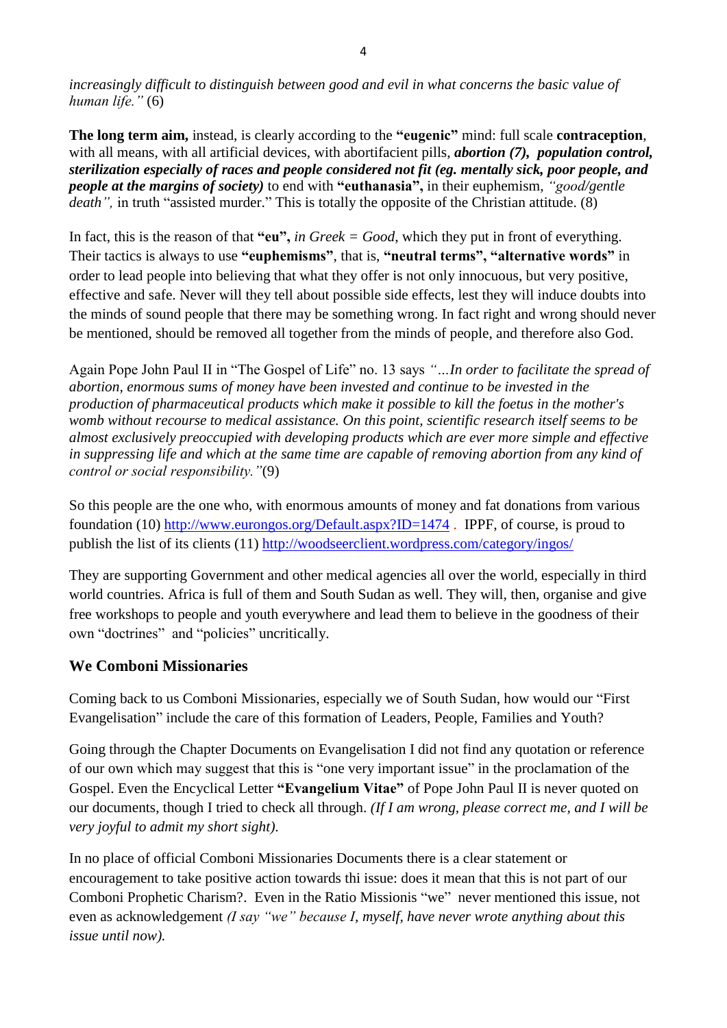*increasingly difficult to distinguish between good and evil in what concerns the basic value of human life."* (6)

**The long term aim,** instead, is clearly according to the **"eugenic"** mind: full scale **contraception**, with all means, with all artificial devices, with abortifacient pills, ***abortion (7), population control, sterilization especially of races and people considered not fit (eg. mentally sick, poor people, and people at the margins of society)*** to end with **"euthanasia",** in their euphemism, *"good/gentle death",* in truth "assisted murder." This is totally the opposite of the Christian attitude. (8)

In fact, this is the reason of that **"eu",** *in Greek = Good*, which they put in front of everything. Their tactics is always to use **"euphemisms"**, that is, **"neutral terms", "alternative words"** in order to lead people into believing that what they offer is not only innocuous, but very positive, effective and safe. Never will they tell about possible side effects, lest they will induce doubts into the minds of sound people that there may be something wrong. In fact right and wrong should never be mentioned, should be removed all together from the minds of people, and therefore also God.

Again Pope John Paul II in "The Gospel of Life" no. 13 says *"…In order to facilitate the spread of abortion, enormous sums of money have been invested and continue to be invested in the production of pharmaceutical products which make it possible to kill the foetus in the mother's womb without recourse to medical assistance. On this point, scientific research itself seems to be almost exclusively preoccupied with developing products which are ever more simple and effective in suppressing life and which at the same time are capable of removing abortion from any kind of control or social responsibility."*(9)

So this people are the one who, with enormous amounts of money and fat donations from various foundation (10) http://www.eurongos.org/Default.aspx?ID=1474 . IPPF, of course, is proud to publish the list of its clients (11) http://woodseerclient.wordpress.com/category/ingos/

They are supporting Government and other medical agencies all over the world, especially in third world countries. Africa is full of them and South Sudan as well. They will, then, organise and give free workshops to people and youth everywhere and lead them to believe in the goodness of their own "doctrines" and "policies" uncritically.

## We Comboni Missionaries

Coming back to us Comboni Missionaries, especially we of South Sudan, how would our "First Evangelisation" include the care of this formation of Leaders, People, Families and Youth?

Going through the Chapter Documents on Evangelisation I did not find any quotation or reference of our own which may suggest that this is "one very important issue" in the proclamation of the Gospel. Even the Encyclical Letter **"Evangelium Vitae"** of Pope John Paul II is never quoted on our documents, though I tried to check all through. *(If I am wrong, please correct me, and I will be very joyful to admit my short sight).*

In no place of official Comboni Missionaries Documents there is a clear statement or encouragement to take positive action towards thi issue: does it mean that this is not part of our Comboni Prophetic Charism?. Even in the Ratio Missionis "we" never mentioned this issue, not even as acknowledgement *(I say "we" because I, myself, have never wrote anything about this issue until now).*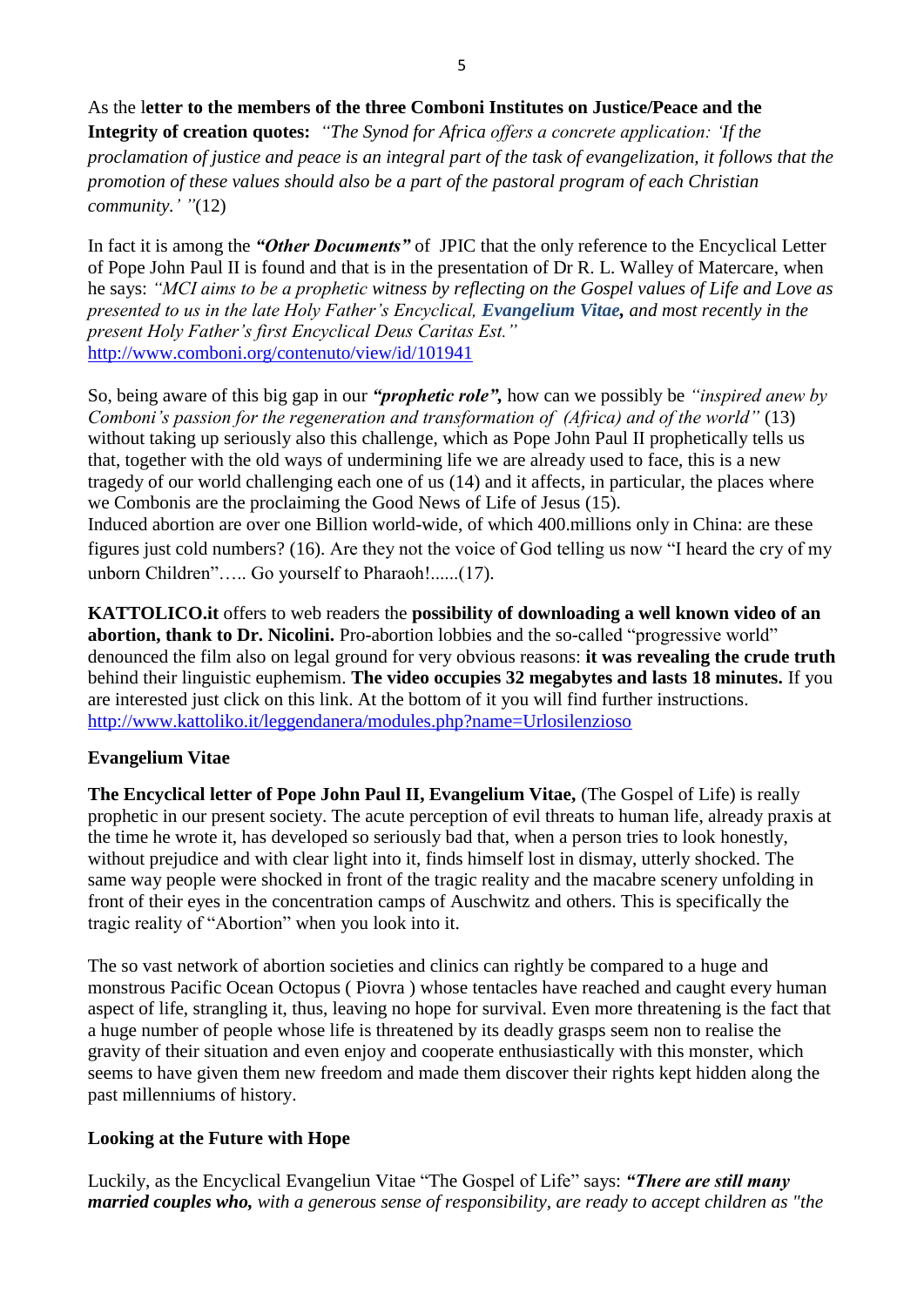As the l**etter to the members of the three Comboni Institutes on Justice/Peace and the Integrity of creation quotes:** *"The Synod for Africa offers a concrete application: 'If the proclamation of justice and peace is an integral part of the task of evangelization, it follows that the promotion of these values should also be a part of the pastoral program of each Christian community.' "*(12)

In fact it is among the ***"Other Documents"*** of JPIC that the only reference to the Encyclical Letter of Pope John Paul II is found and that is in the presentation of Dr R. L. Walley of Matercare, when he says: *"MCI aims to be a prophetic witness by reflecting on the Gospel values of Life and Love as presented to us in the late Holy Father's Encyclical,* ***Evangelium Vitae****, and most recently in the present Holy Father's first Encyclical Deus Caritas Est."*
http://www.comboni.org/contenuto/view/id/101941

So, being aware of this big gap in our ***"prophetic role"***, how can we possibly be *"inspired anew by Comboni's passion for the regeneration and transformation of (Africa) and of the world"* (13) without taking up seriously also this challenge, which as Pope John Paul II prophetically tells us that, together with the old ways of undermining life we are already used to face, this is a new tragedy of our world challenging each one of us (14) and it affects, in particular, the places where we Combonis are the proclaiming the Good News of Life of Jesus (15).
Induced abortion are over one Billion world-wide, of which 400.millions only in China: are these figures just cold numbers? (16). Are they not the voice of God telling us now "I heard the cry of my unborn Children"….. Go yourself to Pharaoh!......(17).

**KATTOLICO.it** offers to web readers the **possibility of downloading a well known video of an abortion, thank to Dr. Nicolini.** Pro-abortion lobbies and the so-called "progressive world" denounced the film also on legal ground for very obvious reasons: **it was revealing the crude truth** behind their linguistic euphemism. **The video occupies 32 megabytes and lasts 18 minutes.** If you are interested just click on this link. At the bottom of it you will find further instructions.
http://www.kattoliko.it/leggendanera/modules.php?name=Urlosilenzioso

**Evangelium Vitae**

**The Encyclical letter of Pope John Paul II, Evangelium Vitae,** (The Gospel of Life) is really prophetic in our present society. The acute perception of evil threats to human life, already praxis at the time he wrote it, has developed so seriously bad that, when a person tries to look honestly, without prejudice and with clear light into it, finds himself lost in dismay, utterly shocked. The same way people were shocked in front of the tragic reality and the macabre scenery unfolding in front of their eyes in the concentration camps of Auschwitz and others. This is specifically the tragic reality of "Abortion" when you look into it.

The so vast network of abortion societies and clinics can rightly be compared to a huge and monstrous Pacific Ocean Octopus ( Piovra ) whose tentacles have reached and caught every human aspect of life, strangling it, thus, leaving no hope for survival. Even more threatening is the fact that a huge number of people whose life is threatened by its deadly grasps seem non to realise the gravity of their situation and even enjoy and cooperate enthusiastically with this monster, which seems to have given them new freedom and made them discover their rights kept hidden along the past millenniums of history.

**Looking at the Future with Hope**

Luckily, as the Encyclical Evangeliun Vitae "The Gospel of Life" says: ***"There are still many married couples who,*** *with a generous sense of responsibility, are ready to accept children as "the*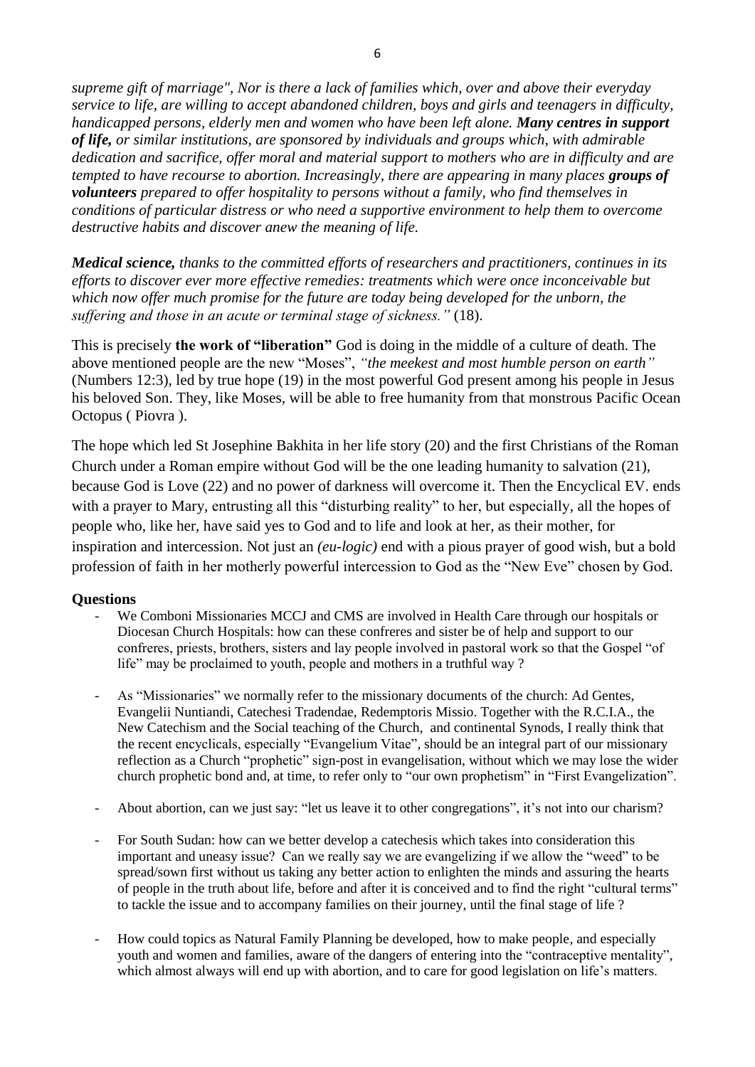*supreme gift of marriage", Nor is there a lack of families which, over and above their everyday service to life, are willing to accept abandoned children, boys and girls and teenagers in difficulty, handicapped persons, elderly men and women who have been left alone.* ***Many centres in support of life,*** *or similar institutions, are sponsored by individuals and groups which, with admirable dedication and sacrifice, offer moral and material support to mothers who are in difficulty and are tempted to have recourse to abortion. Increasingly, there are appearing in many places* ***groups of volunteers*** *prepared to offer hospitality to persons without a family, who find themselves in conditions of particular distress or who need a supportive environment to help them to overcome destructive habits and discover anew the meaning of life.*

***Medical science,*** *thanks to the committed efforts of researchers and practitioners, continues in its efforts to discover ever more effective remedies: treatments which were once inconceivable but which now offer much promise for the future are today being developed for the unborn, the suffering and those in an acute or terminal stage of sickness."* (18).

This is precisely **the work of "liberation"** God is doing in the middle of a culture of death. The above mentioned people are the new "Moses", *"the meekest and most humble person on earth"* (Numbers 12:3), led by true hope (19) in the most powerful God present among his people in Jesus his beloved Son. They, like Moses, will be able to free humanity from that monstrous Pacific Ocean Octopus ( Piovra ).

The hope which led St Josephine Bakhita in her life story (20) and the first Christians of the Roman Church under a Roman empire without God will be the one leading humanity to salvation (21), because God is Love (22) and no power of darkness will overcome it. Then the Encyclical EV. ends with a prayer to Mary, entrusting all this "disturbing reality" to her, but especially, all the hopes of people who, like her, have said yes to God and to life and look at her, as their mother, for inspiration and intercession. Not just an *(eu-logic)* end with a pious prayer of good wish, but a bold profession of faith in her motherly powerful intercession to God as the "New Eve" chosen by God.

**Questions**

- We Comboni Missionaries MCCJ and CMS are involved in Health Care through our hospitals or Diocesan Church Hospitals: how can these confreres and sister be of help and support to our confreres, priests, brothers, sisters and lay people involved in pastoral work so that the Gospel "of life" may be proclaimed to youth, people and mothers in a truthful way ?
- As "Missionaries" we normally refer to the missionary documents of the church: Ad Gentes, Evangelii Nuntiandi, Catechesi Tradendae, Redemptoris Missio. Together with the R.C.I.A., the New Catechism and the Social teaching of the Church, and continental Synods, I really think that the recent encyclicals, especially "Evangelium Vitae", should be an integral part of our missionary reflection as a Church "prophetic" sign-post in evangelisation, without which we may lose the wider church prophetic bond and, at time, to refer only to "our own prophetism" in "First Evangelization".
- About abortion, can we just say: "let us leave it to other congregations", it's not into our charism?
- For South Sudan: how can we better develop a catechesis which takes into consideration this important and uneasy issue? Can we really say we are evangelizing if we allow the "weed" to be spread/sown first without us taking any better action to enlighten the minds and assuring the hearts of people in the truth about life, before and after it is conceived and to find the right "cultural terms" to tackle the issue and to accompany families on their journey, until the final stage of life ?
- How could topics as Natural Family Planning be developed, how to make people, and especially youth and women and families, aware of the dangers of entering into the "contraceptive mentality", which almost always will end up with abortion, and to care for good legislation on life's matters.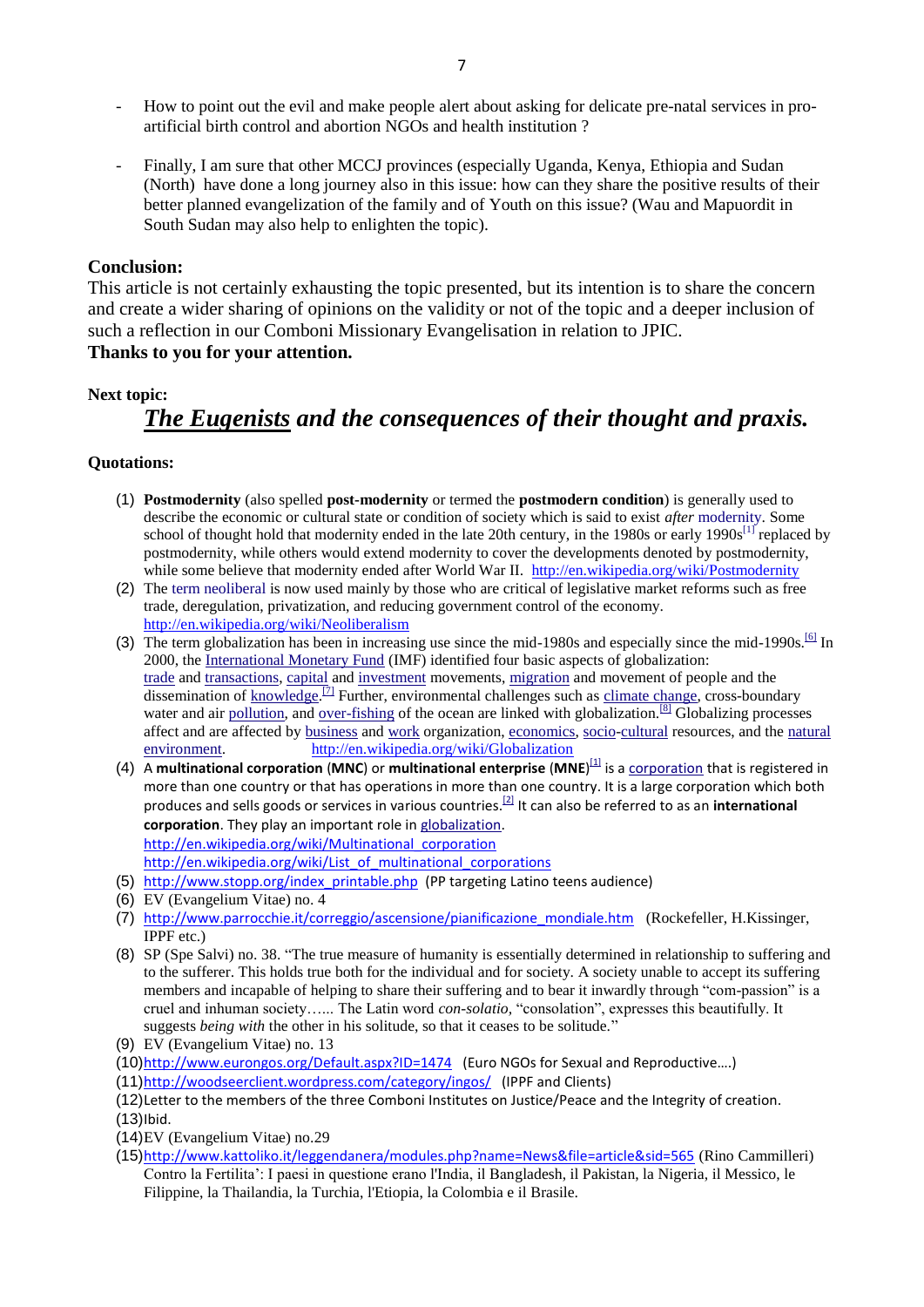- How to point out the evil and make people alert about asking for delicate pre-natal services in pro-artificial birth control and abortion NGOs and health institution ?

- Finally, I am sure that other MCCJ provinces (especially Uganda, Kenya, Ethiopia and Sudan (North)) have done a long journey also in this issue: how can they share the positive results of their better planned evangelization of the family and of Youth on this issue? (Wau and Mapuordit in South Sudan may also help to enlighten the topic).

**Conclusion:**

This article is not certainly exhausting the topic presented, but its intention is to share the concern and create a wider sharing of opinions on the validity or not of the topic and a deeper inclusion of such a reflection in our Comboni Missionary Evangelisation in relation to JPIC.

**Thanks to you for your attention.**

**Next topic:**

## ***The Eugenists* and the consequences of their thought and praxis.**

**Quotations:**

(1) **Postmodernity** (also spelled **post-modernity** or termed the **postmodern condition**) is generally used to describe the economic or cultural state or condition of society which is said to exist *after* modernity. Some school of thought hold that modernity ended in the late 20th century, in the 1980s or early 1990s[1] replaced by postmodernity, while others would extend modernity to cover the developments denoted by postmodernity, while some believe that modernity ended after World War II. http://en.wikipedia.org/wiki/Postmodernity

(2) The term neoliberal is now used mainly by those who are critical of legislative market reforms such as free trade, deregulation, privatization, and reducing government control of the economy. http://en.wikipedia.org/wiki/Neoliberalism

(3) The term globalization has been in increasing use since the mid-1980s and especially since the mid-1990s.[6] In 2000, the International Monetary Fund (IMF) identified four basic aspects of globalization: trade and transactions, capital and investment movements, migration and movement of people and the dissemination of knowledge.[7] Further, environmental challenges such as climate change, cross-boundary water and air pollution, and over-fishing of the ocean are linked with globalization.[8] Globalizing processes affect and are affected by business and work organization, economics, socio-cultural resources, and the natural environment. http://en.wikipedia.org/wiki/Globalization

(4) A **multinational corporation** (**MNC**) or **multinational enterprise** (**MNE**)[1] is a corporation that is registered in more than one country or that has operations in more than one country. It is a large corporation which both produces and sells goods or services in various countries.[2] It can also be referred to as an **international corporation**. They play an important role in globalization. http://en.wikipedia.org/wiki/Multinational_corporation http://en.wikipedia.org/wiki/List_of_multinational_corporations

(5) http://www.stopp.org/index_printable.php (PP targeting Latino teens audience)

(6) EV (Evangelium Vitae) no. 4

(7) http://www.parrocchie.it/correggio/ascensione/pianificazione_mondiale.htm (Rockefeller, H.Kissinger, IPPF etc.)

(8) SP (Spe Salvi) no. 38. "The true measure of humanity is essentially determined in relationship to suffering and to the sufferer. This holds true both for the individual and for society. A society unable to accept its suffering members and incapable of helping to share their suffering and to bear it inwardly through "com-passion" is a cruel and inhuman society…... The Latin word *con-solatio*, "consolation", expresses this beautifully. It suggests *being with* the other in his solitude, so that it ceases to be solitude."

(9) EV (Evangelium Vitae) no. 13

(10) http://www.eurongos.org/Default.aspx?ID=1474 (Euro NGOs for Sexual and Reproductive….)

(11) http://woodseerclient.wordpress.com/category/ingos/ (IPPF and Clients)

(12) Letter to the members of the three Comboni Institutes on Justice/Peace and the Integrity of creation.

(13) Ibid.

(14) EV (Evangelium Vitae) no.29

(15) http://www.kattoliko.it/leggendanera/modules.php?name=News&file=article&sid=565 (Rino Cammilleri) Contro la Fertilita': I paesi in questione erano l'India, il Bangladesh, il Pakistan, la Nigeria, il Messico, le Filippine, la Thailandia, la Turchia, l'Etiopia, la Colombia e il Brasile.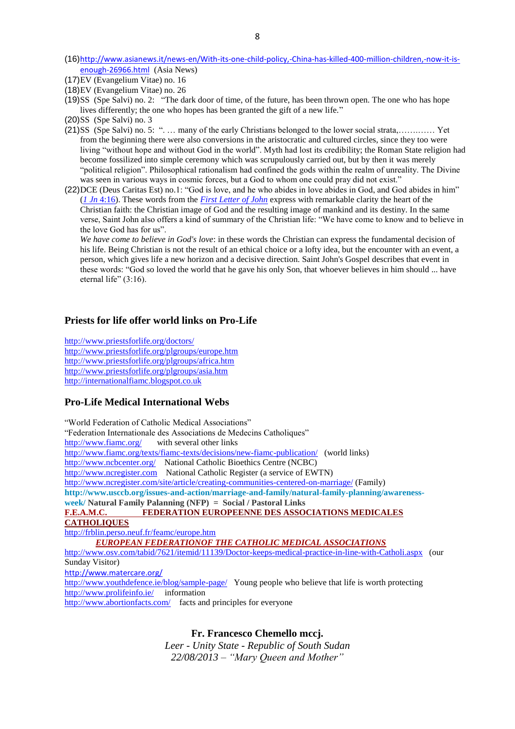(16) http://www.asianews.it/news-en/With-its-one-child-policy,-China-has-killed-400-million-children,-now-it-is-enough-26966.html (Asia News)

(17) EV (Evangelium Vitae) no. 16

(18) EV (Evangelium Vitae) no. 26

(19) SS (Spe Salvi) no. 2: "The dark door of time, of the future, has been thrown open. The one who has hope lives differently; the one who hopes has been granted the gift of a new life."

(20) SS (Spe Salvi) no. 3

(21) SS (Spe Salvi) no. 5: ". … many of the early Christians belonged to the lower social strata,………… Yet from the beginning there were also conversions in the aristocratic and cultured circles, since they too were living "without hope and without God in the world". Myth had lost its credibility; the Roman State religion had become fossilized into simple ceremony which was scrupulously carried out, but by then it was merely "political religion". Philosophical rationalism had confined the gods within the realm of unreality. The Divine was seen in various ways in cosmic forces, but a God to whom one could pray did not exist."

(22) DCE (Deus Caritas Est) no.1: "God is love, and he who abides in love abides in God, and God abides in him" (*1 Jn* 4:16). These words from the *First Letter of John* express with remarkable clarity the heart of the Christian faith: the Christian image of God and the resulting image of mankind and its destiny. In the same verse, Saint John also offers a kind of summary of the Christian life: "We have come to know and to believe in the love God has for us".

*We have come to believe in God's love*: in these words the Christian can express the fundamental decision of his life. Being Christian is not the result of an ethical choice or a lofty idea, but the encounter with an event, a person, which gives life a new horizon and a decisive direction. Saint John's Gospel describes that event in these words: "God so loved the world that he gave his only Son, that whoever believes in him should ... have eternal life" (3:16).

## Priests for life offer world links on Pro-Life

http://www.priestsforlife.org/doctors/
http://www.priestsforlife.org/plgroups/europe.htm
http://www.priestsforlife.org/plgroups/africa.htm
http://www.priestsforlife.org/plgroups/asia.htm
http://internationalfiamc.blogspot.co.uk

## Pro-Life Medical International Webs

"World Federation of Catholic Medical Associations"
"Federation Internationale des Associations de Medecins Catholiques"
http://www.fiamc.org/ with several other links
http://www.fiamc.org/texts/fiamc-texts/decisions/new-fiamc-publication/ (world links)
http://www.ncbcenter.org/ National Catholic Bioethics Centre (NCBC)
http://www.ncregister.com National Catholic Register (a service of EWTN)
http://www.ncregister.com/site/article/creating-communities-centered-on-marriage/ (Family)
**http://www.usccb.org/issues-and-action/marriage-and-family/natural-family-planning/awareness-week/ Natural Family Palanning (NFP) = Social / Pastoral Links**
**F.E.A.M.C. FEDERATION EUROPEENNE DES ASSOCIATIONS MEDICALES CATHOLIQUES**
http://frblin.perso.neuf.fr/feamc/europe.htm
***EUROPEAN FEDERATIONOF THE CATHOLIC MEDICAL ASSOCIATIONS***
http://www.osv.com/tabid/7621/itemid/11139/Doctor-keeps-medical-practice-in-line-with-Catholi.aspx (our Sunday Visitor)
http://www.matercare.org/
http://www.youthdefence.ie/blog/sample-page/ Young people who believe that life is worth protecting
http://www.prolifeinfo.ie/ information
http://www.abortionfacts.com/ facts and principles for everyone

**Fr. Francesco Chemello mccj.**
*Leer - Unity State - Republic of South Sudan*
*22/08/2013 – "Mary Queen and Mother"*